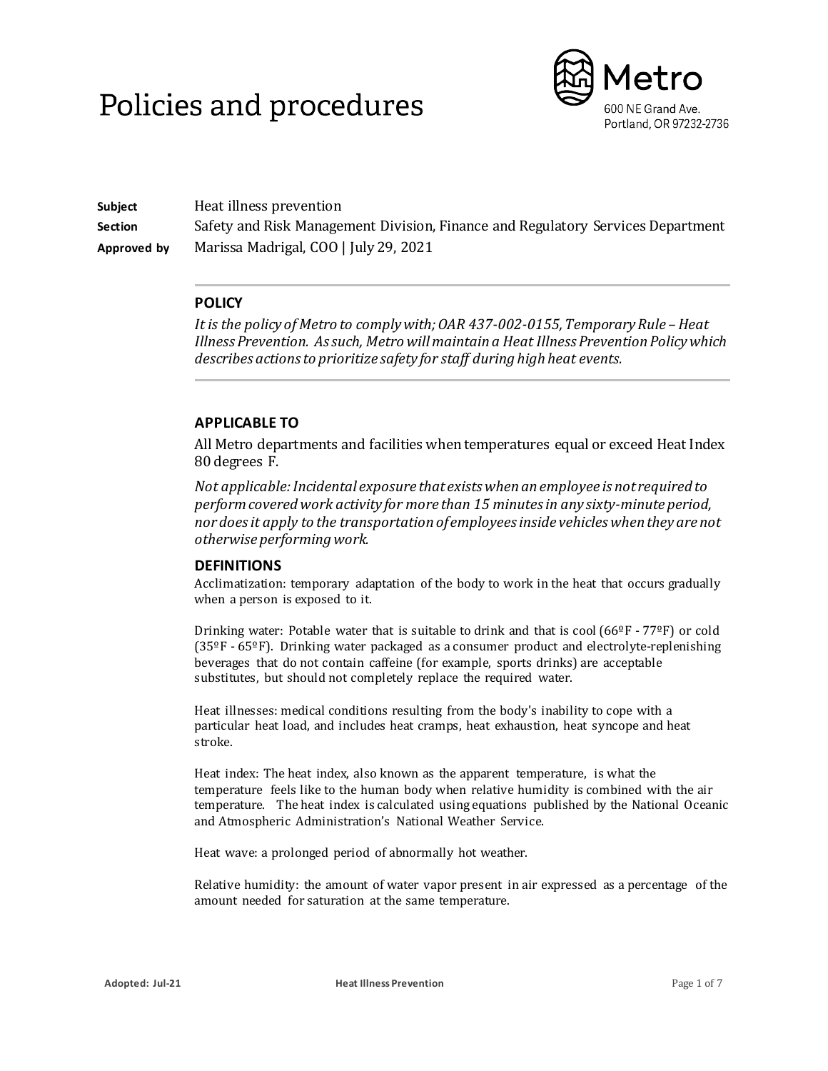# Policies and procedures

Metro
600 NE Grand Ave.
Portland, OR 97232-2736

**Subject** Heat illness prevention
**Section** Safety and Risk Management Division, Finance and Regulatory Services Department
**Approved by** Marissa Madrigal, COO | July 29, 2021

## POLICY

*It is the policy of Metro to comply with; OAR 437-002-0155, Temporary Rule – Heat Illness Prevention. As such, Metro will maintain a Heat Illness Prevention Policy which describes actions to prioritize safety for staff during high heat events.*

## APPLICABLE TO

All Metro departments and facilities when temperatures equal or exceed Heat Index 80 degrees F.

*Not applicable: Incidental exposure that exists when an employee is not required to perform covered work activity for more than 15 minutes in any sixty-minute period, nor does it apply to the transportation of employees inside vehicles when they are not otherwise performing work.*

## DEFINITIONS

Acclimatization: temporary adaptation of the body to work in the heat that occurs gradually when a person is exposed to it.

Drinking water: Potable water that is suitable to drink and that is cool (66ºF - 77ºF) or cold (35ºF - 65ºF). Drinking water packaged as a consumer product and electrolyte-replenishing beverages that do not contain caffeine (for example, sports drinks) are acceptable substitutes, but should not completely replace the required water.

Heat illnesses: medical conditions resulting from the body's inability to cope with a particular heat load, and includes heat cramps, heat exhaustion, heat syncope and heat stroke.

Heat index: The heat index, also known as the apparent temperature, is what the temperature feels like to the human body when relative humidity is combined with the air temperature. The heat index is calculated using equations published by the National Oceanic and Atmospheric Administration's National Weather Service.

Heat wave: a prolonged period of abnormally hot weather.

Relative humidity: the amount of water vapor present in air expressed as a percentage of the amount needed for saturation at the same temperature.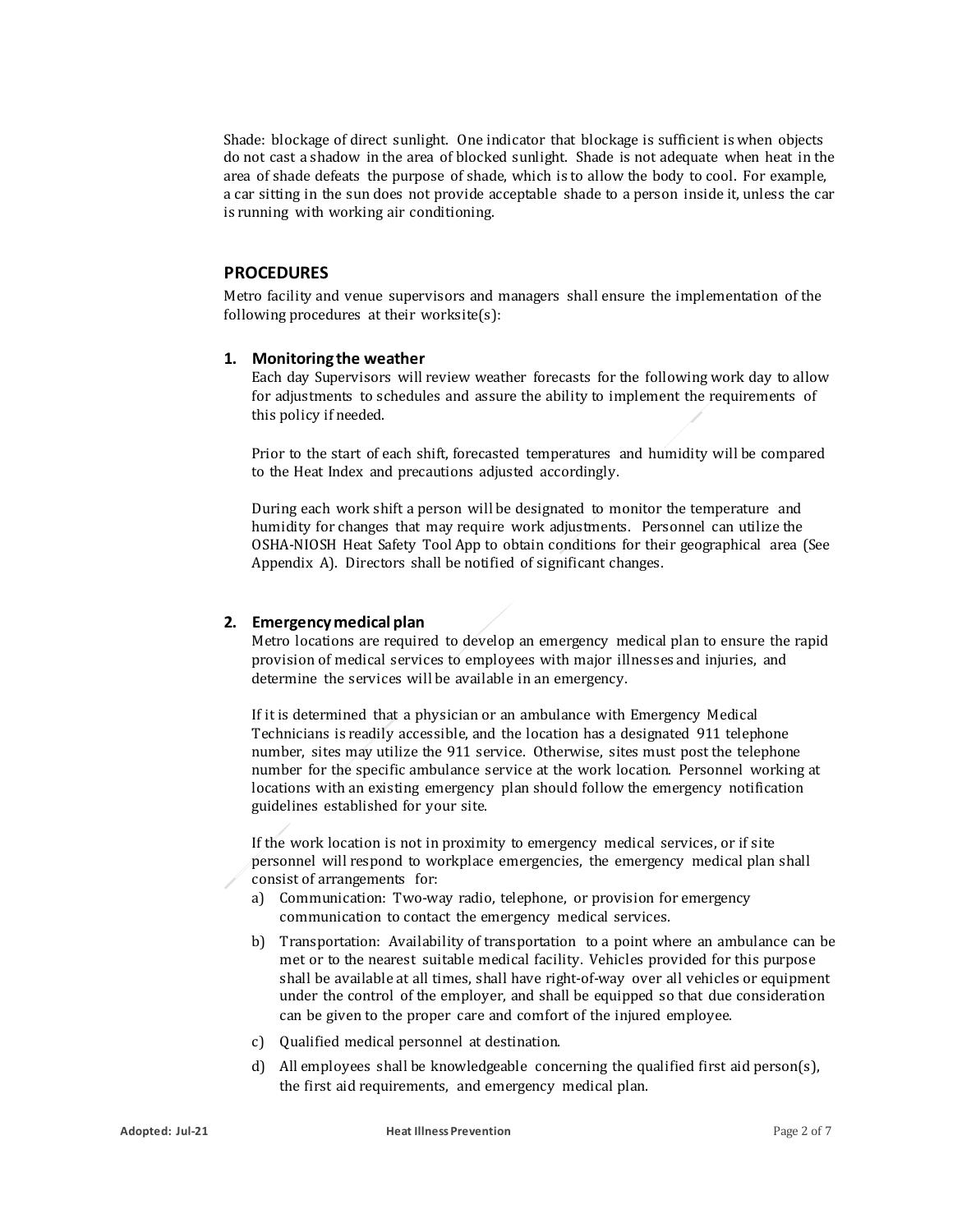Shade: blockage of direct sunlight. One indicator that blockage is sufficient is when objects do not cast a shadow in the area of blocked sunlight. Shade is not adequate when heat in the area of shade defeats the purpose of shade, which is to allow the body to cool. For example, a car sitting in the sun does not provide acceptable shade to a person inside it, unless the car is running with working air conditioning.

## PROCEDURES

Metro facility and venue supervisors and managers shall ensure the implementation of the following procedures at their worksite(s):

### 1. Monitoring the weather

Each day Supervisors will review weather forecasts for the following work day to allow for adjustments to schedules and assure the ability to implement the requirements of this policy if needed.

Prior to the start of each shift, forecasted temperatures and humidity will be compared to the Heat Index and precautions adjusted accordingly.

During each work shift a person will be designated to monitor the temperature and humidity for changes that may require work adjustments. Personnel can utilize the OSHA-NIOSH Heat Safety Tool App to obtain conditions for their geographical area (See Appendix A). Directors shall be notified of significant changes.

### 2. Emergency medical plan

Metro locations are required to develop an emergency medical plan to ensure the rapid provision of medical services to employees with major illnesses and injuries, and determine the services will be available in an emergency.

If it is determined that a physician or an ambulance with Emergency Medical Technicians is readily accessible, and the location has a designated 911 telephone number, sites may utilize the 911 service. Otherwise, sites must post the telephone number for the specific ambulance service at the work location. Personnel working at locations with an existing emergency plan should follow the emergency notification guidelines established for your site.

If the work location is not in proximity to emergency medical services, or if site personnel will respond to workplace emergencies, the emergency medical plan shall consist of arrangements for:

a) Communication: Two-way radio, telephone, or provision for emergency communication to contact the emergency medical services.

b) Transportation: Availability of transportation to a point where an ambulance can be met or to the nearest suitable medical facility. Vehicles provided for this purpose shall be available at all times, shall have right-of-way over all vehicles or equipment under the control of the employer, and shall be equipped so that due consideration can be given to the proper care and comfort of the injured employee.

c) Qualified medical personnel at destination.

d) All employees shall be knowledgeable concerning the qualified first aid person(s), the first aid requirements, and emergency medical plan.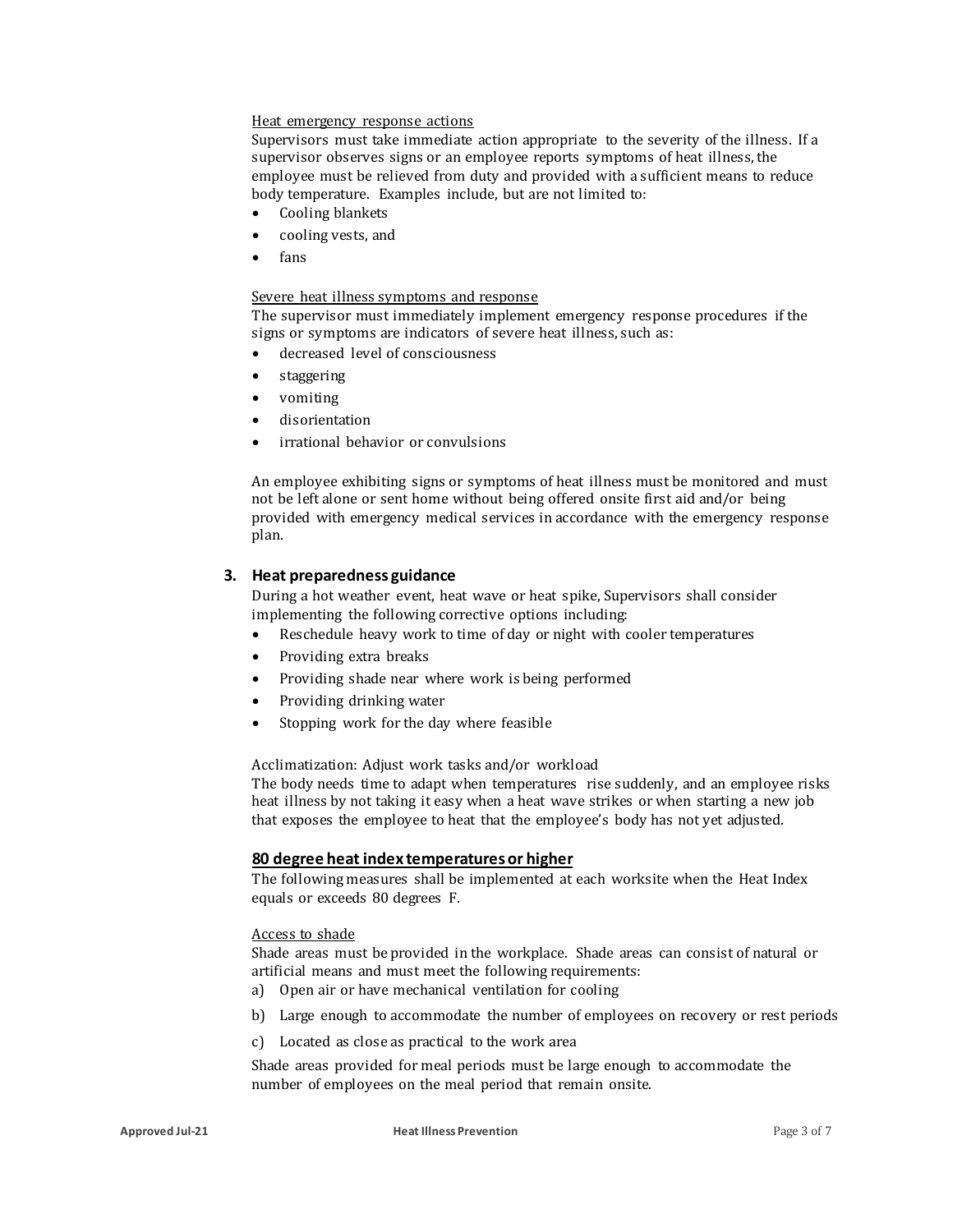Heat emergency response actions

Supervisors must take immediate action appropriate to the severity of the illness. If a supervisor observes signs or an employee reports symptoms of heat illness, the employee must be relieved from duty and provided with a sufficient means to reduce body temperature. Examples include, but are not limited to:

- Cooling blankets
- cooling vests, and
- fans

Severe heat illness symptoms and response

The supervisor must immediately implement emergency response procedures if the signs or symptoms are indicators of severe heat illness, such as:

- decreased level of consciousness
- staggering
- vomiting
- disorientation
- irrational behavior or convulsions

An employee exhibiting signs or symptoms of heat illness must be monitored and must not be left alone or sent home without being offered onsite first aid and/or being provided with emergency medical services in accordance with the emergency response plan.

## 3. Heat preparedness guidance

During a hot weather event, heat wave or heat spike, Supervisors shall consider implementing the following corrective options including:

- Reschedule heavy work to time of day or night with cooler temperatures
- Providing extra breaks
- Providing shade near where work is being performed
- Providing drinking water
- Stopping work for the day where feasible

Acclimatization: Adjust work tasks and/or workload

The body needs time to adapt when temperatures rise suddenly, and an employee risks heat illness by not taking it easy when a heat wave strikes or when starting a new job that exposes the employee to heat that the employee's body has not yet adjusted.

### 80 degree heat index temperatures or higher

The following measures shall be implemented at each worksite when the Heat Index equals or exceeds 80 degrees F.

Access to shade

Shade areas must be provided in the workplace. Shade areas can consist of natural or artificial means and must meet the following requirements:

a) Open air or have mechanical ventilation for cooling

b) Large enough to accommodate the number of employees on recovery or rest periods

c) Located as close as practical to the work area

Shade areas provided for meal periods must be large enough to accommodate the number of employees on the meal period that remain onsite.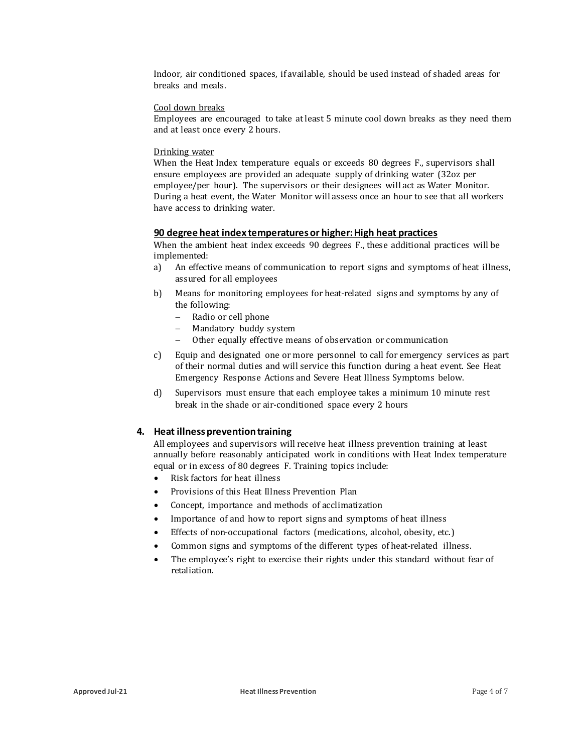Indoor, air conditioned spaces, if available, should be used instead of shaded areas for breaks and meals.

Cool down breaks

Employees are encouraged to take at least 5 minute cool down breaks as they need them and at least once every 2 hours.

Drinking water

When the Heat Index temperature equals or exceeds 80 degrees F., supervisors shall ensure employees are provided an adequate supply of drinking water (32oz per employee/per hour). The supervisors or their designees will act as Water Monitor. During a heat event, the Water Monitor will assess once an hour to see that all workers have access to drinking water.

**90 degree heat index temperatures or higher: High heat practices**

When the ambient heat index exceeds 90 degrees F., these additional practices will be implemented:

a) An effective means of communication to report signs and symptoms of heat illness, assured for all employees

b) Means for monitoring employees for heat-related signs and symptoms by any of the following:
   - Radio or cell phone
   - Mandatory buddy system
   - Other equally effective means of observation or communication

c) Equip and designated one or more personnel to call for emergency services as part of their normal duties and will service this function during a heat event. See Heat Emergency Response Actions and Severe Heat Illness Symptoms below.

d) Supervisors must ensure that each employee takes a minimum 10 minute rest break in the shade or air-conditioned space every 2 hours

## 4. Heat illness prevention training

All employees and supervisors will receive heat illness prevention training at least annually before reasonably anticipated work in conditions with Heat Index temperature equal or in excess of 80 degrees F. Training topics include:

- Risk factors for heat illness
- Provisions of this Heat Illness Prevention Plan
- Concept, importance and methods of acclimatization
- Importance of and how to report signs and symptoms of heat illness
- Effects of non-occupational factors (medications, alcohol, obesity, etc.)
- Common signs and symptoms of the different types of heat-related illness.
- The employee's right to exercise their rights under this standard without fear of retaliation.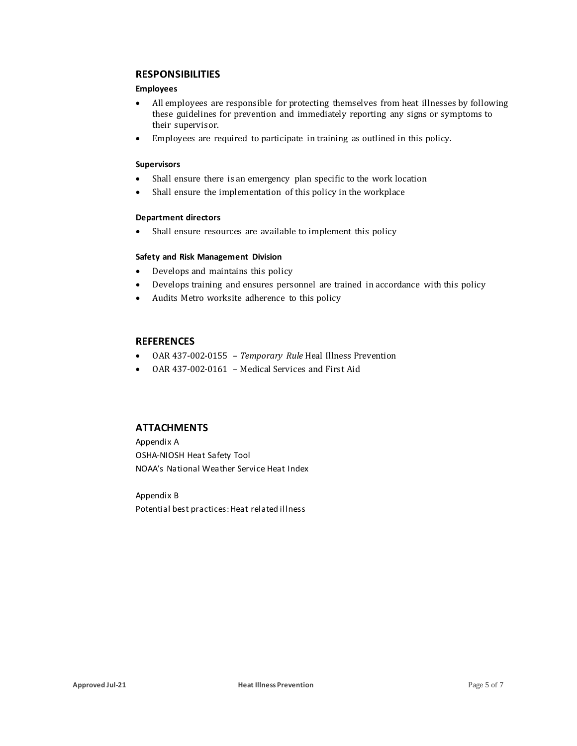## RESPONSIBILITIES

### Employees

- All employees are responsible for protecting themselves from heat illnesses by following these guidelines for prevention and immediately reporting any signs or symptoms to their supervisor.
- Employees are required to participate in training as outlined in this policy.

### Supervisors

- Shall ensure there is an emergency plan specific to the work location
- Shall ensure the implementation of this policy in the workplace

### Department directors

- Shall ensure resources are available to implement this policy

### Safety and Risk Management Division

- Develops and maintains this policy
- Develops training and ensures personnel are trained in accordance with this policy
- Audits Metro worksite adherence to this policy

## REFERENCES

- OAR 437-002-0155 – *Temporary Rule* Heal Illness Prevention
- OAR 437-002-0161 – Medical Services and First Aid

## ATTACHMENTS

Appendix A
OSHA-NIOSH Heat Safety Tool
NOAA's National Weather Service Heat Index

Appendix B
Potential best practices: Heat related illness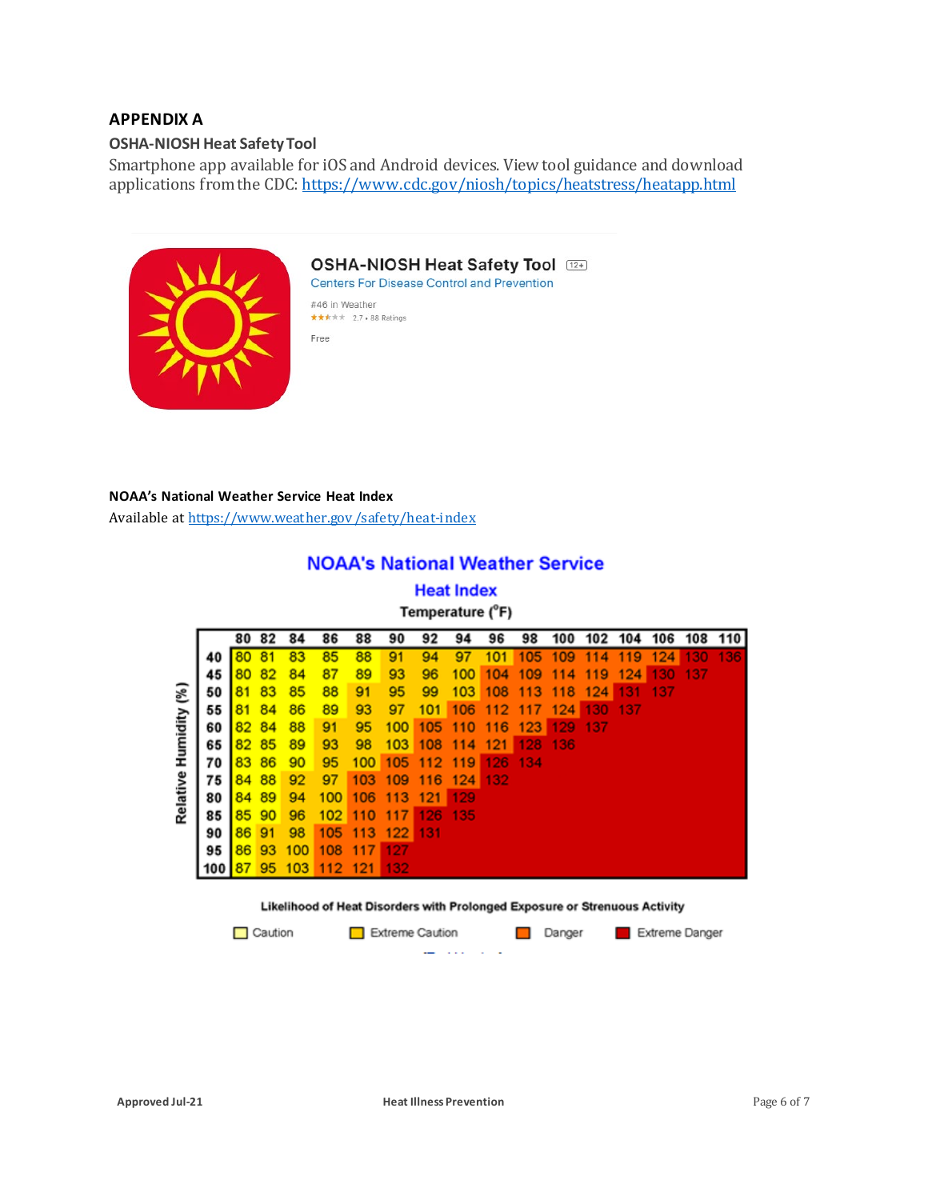## APPENDIX A

### OSHA-NIOSH Heat Safety Tool

Smartphone app available for iOS and Android devices. View tool guidance and download applications from the CDC: https://www.cdc.gov/niosh/topics/heatstress/heatapp.html

**OSHA-NIOSH Heat Safety Tool** 12+

Centers For Disease Control and Prevention

#46 in Weather

2.7 • 88 Ratings

Free

### NOAA's National Weather Service Heat Index

Available at https://www.weather.gov/safety/heat-index

**NOAA's National Weather Service**

**Heat Index**

**Temperature (°F)**

| Relative Humidity (%) | 80 | 82 | 84 | 86 | 88 | 90 | 92 | 94 | 96 | 98 | 100 | 102 | 104 | 106 | 108 | 110 |
|---|---|---|---|---|---|---|---|---|---|---|---|---|---|---|---|---|
| 40 | 80 | 81 | 83 | 85 | 88 | 91 | 94 | 97 | 101 | 105 | 109 | 114 | 119 | 124 | 130 | 136 |
| 45 | 80 | 82 | 84 | 87 | 89 | 93 | 96 | 100 | 104 | 109 | 114 | 119 | 124 | 130 | 137 | |
| 50 | 81 | 83 | 85 | 88 | 91 | 95 | 99 | 103 | 108 | 113 | 118 | 124 | 131 | 137 | | |
| 55 | 81 | 84 | 86 | 89 | 93 | 97 | 101 | 106 | 112 | 117 | 124 | 130 | 137 | | | |
| 60 | 82 | 84 | 88 | 91 | 95 | 100 | 105 | 110 | 116 | 123 | 129 | 137 | | | | |
| 65 | 82 | 85 | 89 | 93 | 98 | 103 | 108 | 114 | 121 | 128 | 136 | | | | | |
| 70 | 83 | 86 | 90 | 95 | 100 | 105 | 112 | 119 | 126 | 134 | | | | | | |
| 75 | 84 | 88 | 92 | 97 | 103 | 109 | 116 | 124 | 132 | | | | | | | |
| 80 | 84 | 89 | 94 | 100 | 106 | 113 | 121 | 129 | | | | | | | | |
| 85 | 85 | 90 | 96 | 102 | 110 | 117 | 126 | 135 | | | | | | | | |
| 90 | 86 | 91 | 98 | 105 | 113 | 122 | 131 | | | | | | | | | |
| 95 | 86 | 93 | 100 | 108 | 117 | 127 | | | | | | | | | | |
| 100 | 87 | 95 | 103 | 112 | 121 | 132 | | | | | | | | | | |

**Likelihood of Heat Disorders with Prolonged Exposure or Strenuous Activity**

Caution | Extreme Caution | Danger | Extreme Danger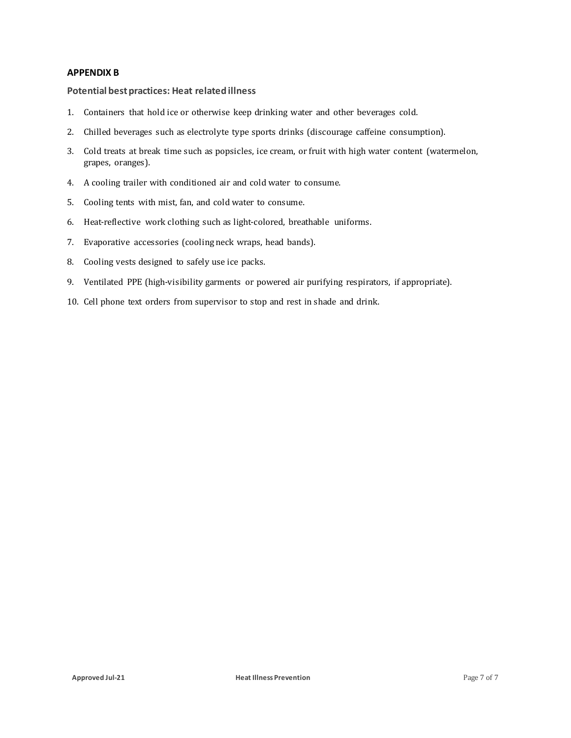## APPENDIX B

### Potential best practices: Heat related illness

1. Containers that hold ice or otherwise keep drinking water and other beverages cold.
2. Chilled beverages such as electrolyte type sports drinks (discourage caffeine consumption).
3. Cold treats at break time such as popsicles, ice cream, or fruit with high water content (watermelon, grapes, oranges).
4. A cooling trailer with conditioned air and cold water to consume.
5. Cooling tents with mist, fan, and cold water to consume.
6. Heat-reflective work clothing such as light-colored, breathable uniforms.
7. Evaporative accessories (cooling neck wraps, head bands).
8. Cooling vests designed to safely use ice packs.
9. Ventilated PPE (high-visibility garments or powered air purifying respirators, if appropriate).
10. Cell phone text orders from supervisor to stop and rest in shade and drink.